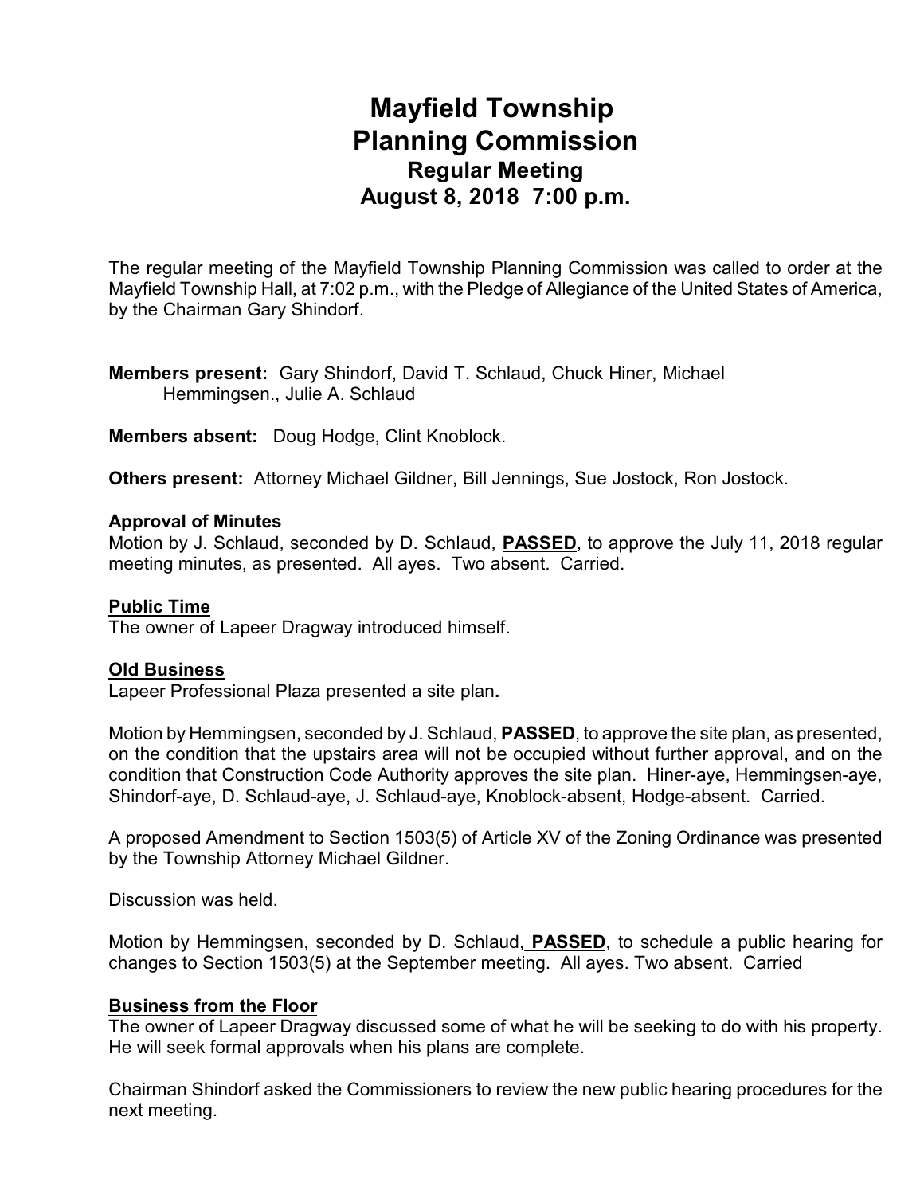# Mayfield Township
# Planning Commission
## Regular Meeting
## August 8, 2018 7:00 p.m.

The regular meeting of the Mayfield Township Planning Commission was called to order at the Mayfield Township Hall, at 7:02 p.m., with the Pledge of Allegiance of the United States of America, by the Chairman Gary Shindorf.

**Members present:** Gary Shindorf, David T. Schlaud, Chuck Hiner, Michael Hemmingsen., Julie A. Schlaud

**Members absent:** Doug Hodge, Clint Knoblock.

**Others present:** Attorney Michael Gildner, Bill Jennings, Sue Jostock, Ron Jostock.

**Approval of Minutes**

Motion by J. Schlaud, seconded by D. Schlaud, **PASSED**, to approve the July 11, 2018 regular meeting minutes, as presented. All ayes. Two absent. Carried.

**Public Time**

The owner of Lapeer Dragway introduced himself.

**Old Business**

Lapeer Professional Plaza presented a site plan**.**

Motion by Hemmingsen, seconded by J. Schlaud, **PASSED**, to approve the site plan, as presented, on the condition that the upstairs area will not be occupied without further approval, and on the condition that Construction Code Authority approves the site plan. Hiner-aye, Hemmingsen-aye, Shindorf-aye, D. Schlaud-aye, J. Schlaud-aye, Knoblock-absent, Hodge-absent. Carried.

A proposed Amendment to Section 1503(5) of Article XV of the Zoning Ordinance was presented by the Township Attorney Michael Gildner.

Discussion was held.

Motion by Hemmingsen, seconded by D. Schlaud, **PASSED**, to schedule a public hearing for changes to Section 1503(5) at the September meeting. All ayes. Two absent. Carried

**Business from the Floor**

The owner of Lapeer Dragway discussed some of what he will be seeking to do with his property. He will seek formal approvals when his plans are complete.

Chairman Shindorf asked the Commissioners to review the new public hearing procedures for the next meeting.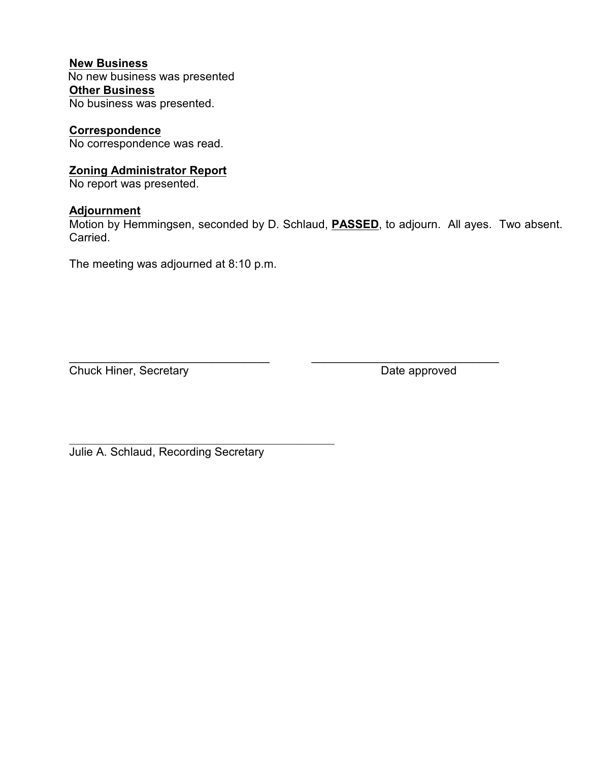**New Business**
No new business was presented
**Other Business**
No business was presented.

**Correspondence**
No correspondence was read.

**Zoning Administrator Report**
No report was presented.

**Adjournment**
Motion by Hemmingsen, seconded by D. Schlaud, **PASSED**, to adjourn. All ayes. Two absent. Carried.

The meeting was adjourned at 8:10 p.m.

\_\_\_\_\_\_\_\_\_\_\_\_\_\_\_\_\_\_\_\_\_\_\_\_\_\_\_\_\_\_\_\_ \_\_\_\_\_\_\_\_\_\_\_\_\_\_\_\_\_\_\_\_\_\_\_\_\_\_\_\_\_\_
Chuck Hiner, Secretary Date approved

\_\_\_\_\_\_\_\_\_\_\_\_\_\_\_\_\_\_\_\_\_\_\_\_\_\_\_\_\_\_\_\_\_\_\_\_\_\_\_\_\_
Julie A. Schlaud, Recording Secretary